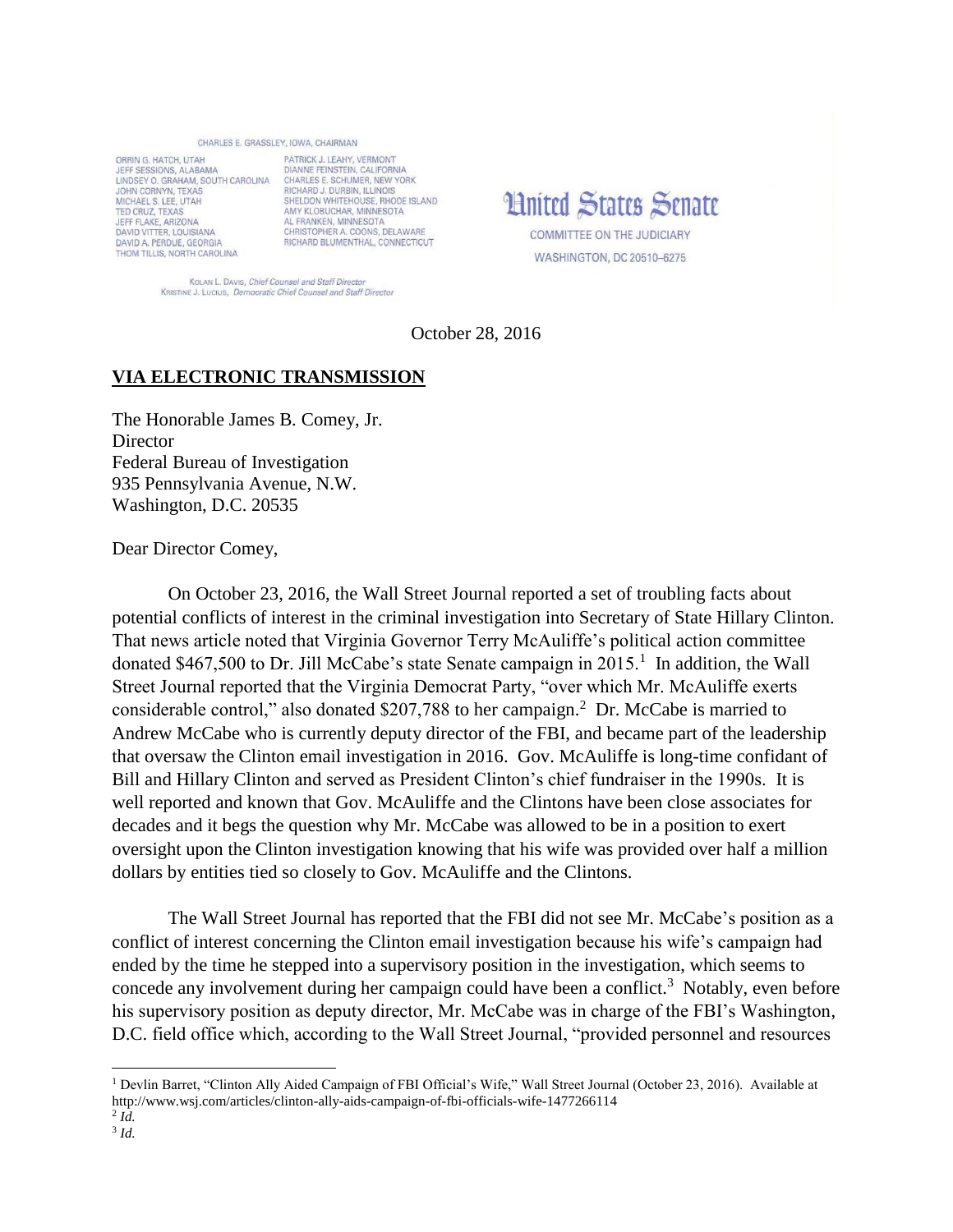CHARLES E. GRASSLEY, IOWA, CHAIRMAN

ORRIN G. HATCH, UTAH
JEFF SESSIONS, ALABAMA
LINDSEY O. GRAHAM, SOUTH CAROLINA
JOHN CORNYN, TEXAS
MICHAEL S. LEE, UTAH
TED CRUZ, TEXAS
JEFF FLAKE, ARIZONA
DAVID VITTER, LOUISIANA
DAVID A. PERDUE, GEORGIA
THOM TILLIS, NORTH CAROLINA

PATRICK J. LEAHY, VERMONT
DIANNE FEINSTEIN, CALIFORNIA
CHARLES E. SCHUMER, NEW YORK
RICHARD J. DURBIN, ILLINOIS
SHELDON WHITEHOUSE, RHODE ISLAND
AMY KLOBUCHAR, MINNESOTA
AL FRANKEN, MINNESOTA
CHRISTOPHER A. COONS, DELAWARE
RICHARD BLUMENTHAL, CONNECTICUT

KOLAN L. DAVIS, *Chief Counsel and Staff Director*
KRISTINE J. LUCIUS, *Democratic Chief Counsel and Staff Director*

# United States Senate

COMMITTEE ON THE JUDICIARY
WASHINGTON, DC 20510–6275

October 28, 2016

**VIA ELECTRONIC TRANSMISSION**

The Honorable James B. Comey, Jr.
Director
Federal Bureau of Investigation
935 Pennsylvania Avenue, N.W.
Washington, D.C. 20535

Dear Director Comey,

On October 23, 2016, the Wall Street Journal reported a set of troubling facts about potential conflicts of interest in the criminal investigation into Secretary of State Hillary Clinton. That news article noted that Virginia Governor Terry McAuliffe's political action committee donated $467,500 to Dr. Jill McCabe's state Senate campaign in 2015.[1] In addition, the Wall Street Journal reported that the Virginia Democrat Party, "over which Mr. McAuliffe exerts considerable control," also donated $207,788 to her campaign.[2] Dr. McCabe is married to Andrew McCabe who is currently deputy director of the FBI, and became part of the leadership that oversaw the Clinton email investigation in 2016. Gov. McAuliffe is long-time confidant of Bill and Hillary Clinton and served as President Clinton's chief fundraiser in the 1990s. It is well reported and known that Gov. McAuliffe and the Clintons have been close associates for decades and it begs the question why Mr. McCabe was allowed to be in a position to exert oversight upon the Clinton investigation knowing that his wife was provided over half a million dollars by entities tied so closely to Gov. McAuliffe and the Clintons.

The Wall Street Journal has reported that the FBI did not see Mr. McCabe's position as a conflict of interest concerning the Clinton email investigation because his wife's campaign had ended by the time he stepped into a supervisory position in the investigation, which seems to concede any involvement during her campaign could have been a conflict.[3] Notably, even before his supervisory position as deputy director, Mr. McCabe was in charge of the FBI's Washington, D.C. field office which, according to the Wall Street Journal, "provided personnel and resources

[1] Devlin Barret, "Clinton Ally Aided Campaign of FBI Official's Wife," Wall Street Journal (October 23, 2016). Available at http://www.wsj.com/articles/clinton-ally-aids-campaign-of-fbi-officials-wife-1477266114

[2] *Id.*

[3] *Id.*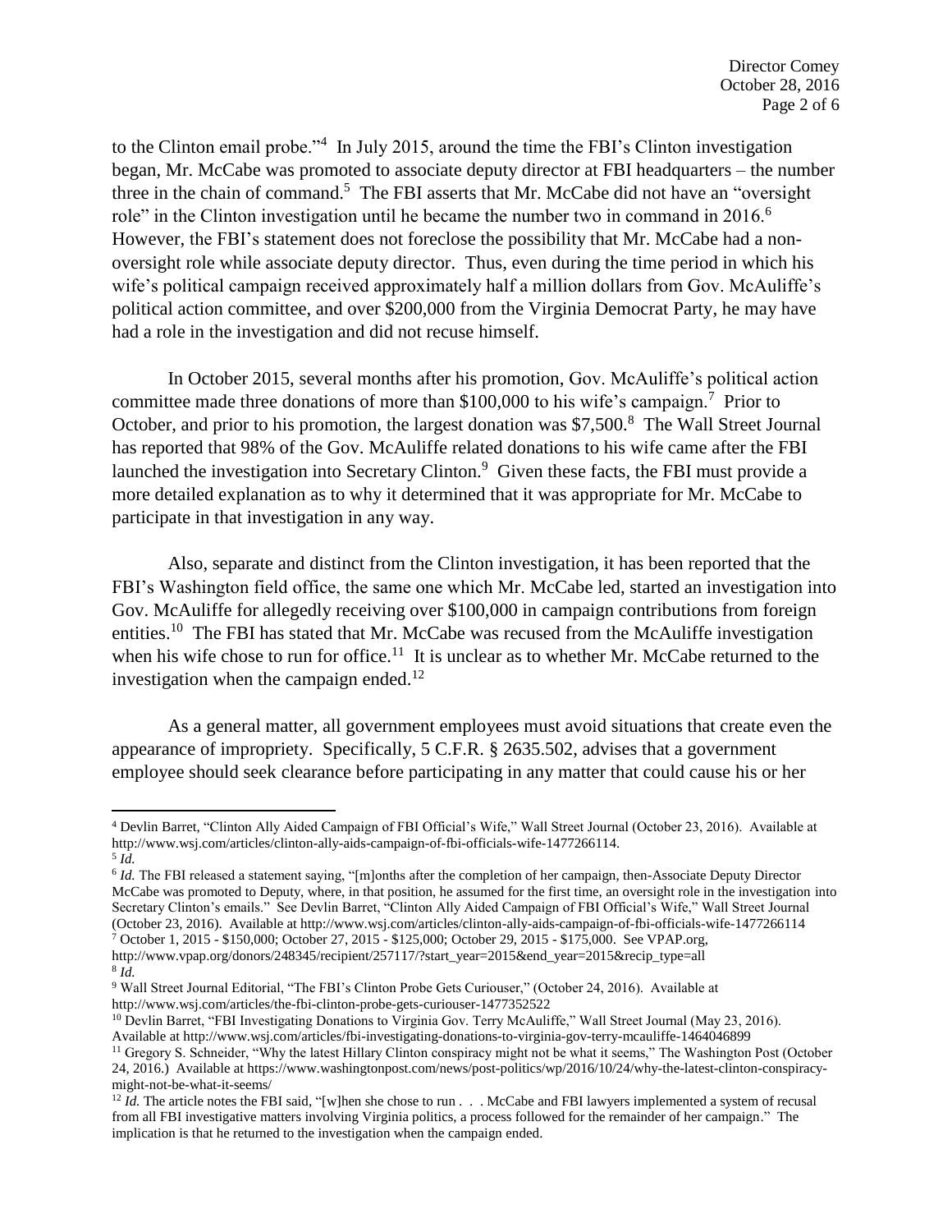to the Clinton email probe."[4] In July 2015, around the time the FBI's Clinton investigation began, Mr. McCabe was promoted to associate deputy director at FBI headquarters – the number three in the chain of command.[5] The FBI asserts that Mr. McCabe did not have an "oversight role" in the Clinton investigation until he became the number two in command in 2016.[6] However, the FBI's statement does not foreclose the possibility that Mr. McCabe had a non-oversight role while associate deputy director. Thus, even during the time period in which his wife's political campaign received approximately half a million dollars from Gov. McAuliffe's political action committee, and over $200,000 from the Virginia Democrat Party, he may have had a role in the investigation and did not recuse himself.

In October 2015, several months after his promotion, Gov. McAuliffe's political action committee made three donations of more than $100,000 to his wife's campaign.[7] Prior to October, and prior to his promotion, the largest donation was $7,500.[8] The Wall Street Journal has reported that 98% of the Gov. McAuliffe related donations to his wife came after the FBI launched the investigation into Secretary Clinton.[9] Given these facts, the FBI must provide a more detailed explanation as to why it determined that it was appropriate for Mr. McCabe to participate in that investigation in any way.

Also, separate and distinct from the Clinton investigation, it has been reported that the FBI's Washington field office, the same one which Mr. McCabe led, started an investigation into Gov. McAuliffe for allegedly receiving over $100,000 in campaign contributions from foreign entities.[10] The FBI has stated that Mr. McCabe was recused from the McAuliffe investigation when his wife chose to run for office.[11] It is unclear as to whether Mr. McCabe returned to the investigation when the campaign ended.[12]

As a general matter, all government employees must avoid situations that create even the appearance of impropriety. Specifically, 5 C.F.R. § 2635.502, advises that a government employee should seek clearance before participating in any matter that could cause his or her

---

[4] Devlin Barret, "Clinton Ally Aided Campaign of FBI Official's Wife," Wall Street Journal (October 23, 2016). Available at http://www.wsj.com/articles/clinton-ally-aids-campaign-of-fbi-officials-wife-1477266114.

[5] *Id.*

[6] *Id.* The FBI released a statement saying, "[m]onths after the completion of her campaign, then-Associate Deputy Director McCabe was promoted to Deputy, where, in that position, he assumed for the first time, an oversight role in the investigation into Secretary Clinton's emails." See Devlin Barret, "Clinton Ally Aided Campaign of FBI Official's Wife," Wall Street Journal (October 23, 2016). Available at http://www.wsj.com/articles/clinton-ally-aids-campaign-of-fbi-officials-wife-1477266114

[7] October 1, 2015 - $150,000; October 27, 2015 - $125,000; October 29, 2015 - $175,000. See VPAP.org, http://www.vpap.org/donors/248345/recipient/257117/?start_year=2015&end_year=2015&recip_type=all

[8] *Id.*

[9] Wall Street Journal Editorial, "The FBI's Clinton Probe Gets Curiouser," (October 24, 2016). Available at http://www.wsj.com/articles/the-fbi-clinton-probe-gets-curiouser-1477352522

[10] Devlin Barret, "FBI Investigating Donations to Virginia Gov. Terry McAuliffe," Wall Street Journal (May 23, 2016). Available at http://www.wsj.com/articles/fbi-investigating-donations-to-virginia-gov-terry-mcauliffe-1464046899

[11] Gregory S. Schneider, "Why the latest Hillary Clinton conspiracy might not be what it seems," The Washington Post (October 24, 2016.) Available at https://www.washingtonpost.com/news/post-politics/wp/2016/10/24/why-the-latest-clinton-conspiracy-might-not-be-what-it-seems/

[12] *Id.* The article notes the FBI said, "[w]hen she chose to run . . . McCabe and FBI lawyers implemented a system of recusal from all FBI investigative matters involving Virginia politics, a process followed for the remainder of her campaign." The implication is that he returned to the investigation when the campaign ended.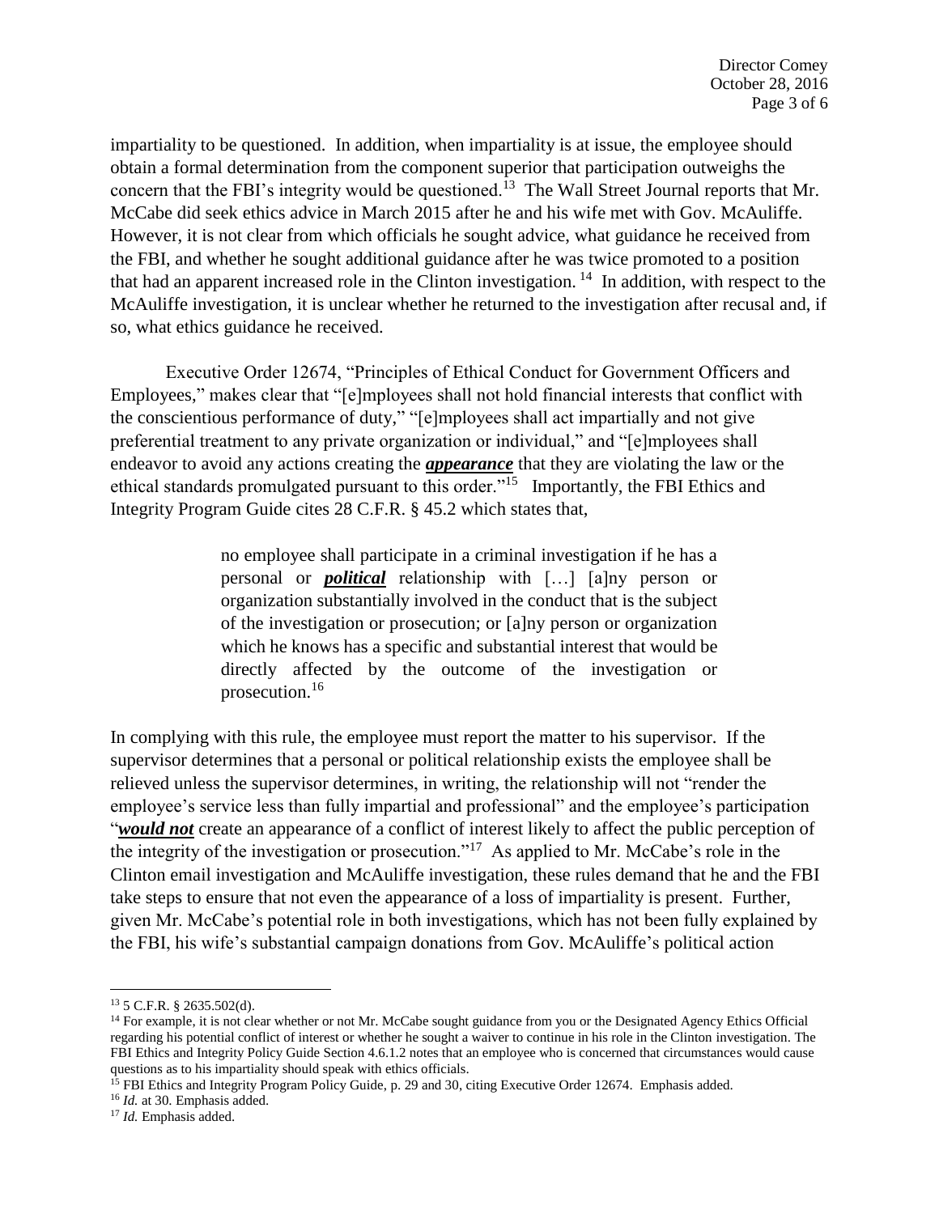impartiality to be questioned. In addition, when impartiality is at issue, the employee should obtain a formal determination from the component superior that participation outweighs the concern that the FBI's integrity would be questioned.[13] The Wall Street Journal reports that Mr. McCabe did seek ethics advice in March 2015 after he and his wife met with Gov. McAuliffe. However, it is not clear from which officials he sought advice, what guidance he received from the FBI, and whether he sought additional guidance after he was twice promoted to a position that had an apparent increased role in the Clinton investigation.[14] In addition, with respect to the McAuliffe investigation, it is unclear whether he returned to the investigation after recusal and, if so, what ethics guidance he received.

Executive Order 12674, "Principles of Ethical Conduct for Government Officers and Employees," makes clear that "[e]mployees shall not hold financial interests that conflict with the conscientious performance of duty," "[e]mployees shall act impartially and not give preferential treatment to any private organization or individual," and "[e]mployees shall endeavor to avoid any actions creating the <u>***appearance***</u> that they are violating the law or the ethical standards promulgated pursuant to this order."[15] Importantly, the FBI Ethics and Integrity Program Guide cites 28 C.F.R. § 45.2 which states that,

> no employee shall participate in a criminal investigation if he has a personal or <u>***political***</u> relationship with […] [a]ny person or organization substantially involved in the conduct that is the subject of the investigation or prosecution; or [a]ny person or organization which he knows has a specific and substantial interest that would be directly affected by the outcome of the investigation or prosecution.[16]

In complying with this rule, the employee must report the matter to his supervisor. If the supervisor determines that a personal or political relationship exists the employee shall be relieved unless the supervisor determines, in writing, the relationship will not "render the employee's service less than fully impartial and professional" and the employee's participation "<u>***would not***</u> create an appearance of a conflict of interest likely to affect the public perception of the integrity of the investigation or prosecution."[17] As applied to Mr. McCabe's role in the Clinton email investigation and McAuliffe investigation, these rules demand that he and the FBI take steps to ensure that not even the appearance of a loss of impartiality is present. Further, given Mr. McCabe's potential role in both investigations, which has not been fully explained by the FBI, his wife's substantial campaign donations from Gov. McAuliffe's political action

---

[13] 5 C.F.R. § 2635.502(d).

[14] For example, it is not clear whether or not Mr. McCabe sought guidance from you or the Designated Agency Ethics Official regarding his potential conflict of interest or whether he sought a waiver to continue in his role in the Clinton investigation. The FBI Ethics and Integrity Policy Guide Section 4.6.1.2 notes that an employee who is concerned that circumstances would cause questions as to his impartiality should speak with ethics officials.

[15] FBI Ethics and Integrity Program Policy Guide, p. 29 and 30, citing Executive Order 12674. Emphasis added.

[16] *Id.* at 30. Emphasis added.

[17] *Id.* Emphasis added.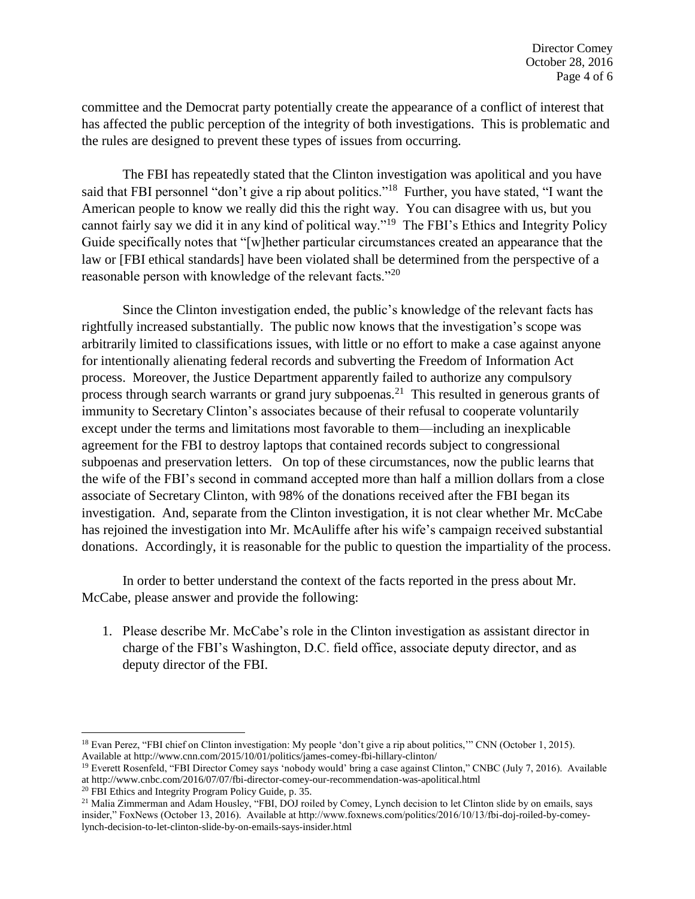committee and the Democrat party potentially create the appearance of a conflict of interest that has affected the public perception of the integrity of both investigations. This is problematic and the rules are designed to prevent these types of issues from occurring.

The FBI has repeatedly stated that the Clinton investigation was apolitical and you have said that FBI personnel "don't give a rip about politics."[18] Further, you have stated, "I want the American people to know we really did this the right way. You can disagree with us, but you cannot fairly say we did it in any kind of political way."[19] The FBI's Ethics and Integrity Policy Guide specifically notes that "[w]hether particular circumstances created an appearance that the law or [FBI ethical standards] have been violated shall be determined from the perspective of a reasonable person with knowledge of the relevant facts."[20]

Since the Clinton investigation ended, the public's knowledge of the relevant facts has rightfully increased substantially. The public now knows that the investigation's scope was arbitrarily limited to classifications issues, with little or no effort to make a case against anyone for intentionally alienating federal records and subverting the Freedom of Information Act process. Moreover, the Justice Department apparently failed to authorize any compulsory process through search warrants or grand jury subpoenas.[21] This resulted in generous grants of immunity to Secretary Clinton's associates because of their refusal to cooperate voluntarily except under the terms and limitations most favorable to them—including an inexplicable agreement for the FBI to destroy laptops that contained records subject to congressional subpoenas and preservation letters. On top of these circumstances, now the public learns that the wife of the FBI's second in command accepted more than half a million dollars from a close associate of Secretary Clinton, with 98% of the donations received after the FBI began its investigation. And, separate from the Clinton investigation, it is not clear whether Mr. McCabe has rejoined the investigation into Mr. McAuliffe after his wife's campaign received substantial donations. Accordingly, it is reasonable for the public to question the impartiality of the process.

In order to better understand the context of the facts reported in the press about Mr. McCabe, please answer and provide the following:

1. Please describe Mr. McCabe's role in the Clinton investigation as assistant director in charge of the FBI's Washington, D.C. field office, associate deputy director, and as deputy director of the FBI.

---

[18] Evan Perez, "FBI chief on Clinton investigation: My people 'don't give a rip about politics,'" CNN (October 1, 2015). Available at http://www.cnn.com/2015/10/01/politics/james-comey-fbi-hillary-clinton/

[19] Everett Rosenfeld, "FBI Director Comey says 'nobody would' bring a case against Clinton," CNBC (July 7, 2016). Available at http://www.cnbc.com/2016/07/07/fbi-director-comey-our-recommendation-was-apolitical.html

[20] FBI Ethics and Integrity Program Policy Guide, p. 35.

[21] Malia Zimmerman and Adam Housley, "FBI, DOJ roiled by Comey, Lynch decision to let Clinton slide by on emails, says insider," FoxNews (October 13, 2016). Available at http://www.foxnews.com/politics/2016/10/13/fbi-doj-roiled-by-comey-lynch-decision-to-let-clinton-slide-by-on-emails-says-insider.html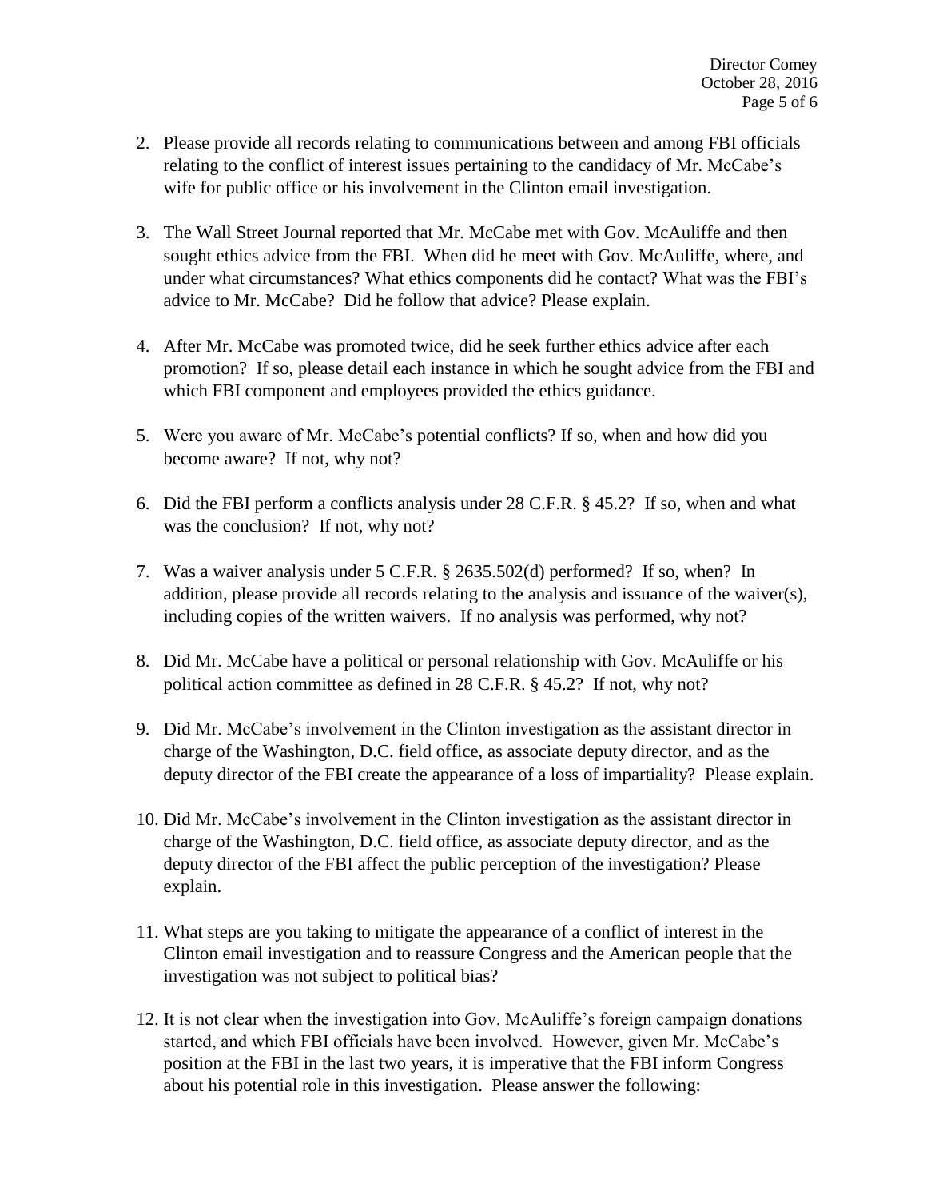2. Please provide all records relating to communications between and among FBI officials relating to the conflict of interest issues pertaining to the candidacy of Mr. McCabe's wife for public office or his involvement in the Clinton email investigation.

3. The Wall Street Journal reported that Mr. McCabe met with Gov. McAuliffe and then sought ethics advice from the FBI. When did he meet with Gov. McAuliffe, where, and under what circumstances? What ethics components did he contact? What was the FBI's advice to Mr. McCabe? Did he follow that advice? Please explain.

4. After Mr. McCabe was promoted twice, did he seek further ethics advice after each promotion? If so, please detail each instance in which he sought advice from the FBI and which FBI component and employees provided the ethics guidance.

5. Were you aware of Mr. McCabe's potential conflicts? If so, when and how did you become aware? If not, why not?

6. Did the FBI perform a conflicts analysis under 28 C.F.R. § 45.2? If so, when and what was the conclusion? If not, why not?

7. Was a waiver analysis under 5 C.F.R. § 2635.502(d) performed? If so, when? In addition, please provide all records relating to the analysis and issuance of the waiver(s), including copies of the written waivers. If no analysis was performed, why not?

8. Did Mr. McCabe have a political or personal relationship with Gov. McAuliffe or his political action committee as defined in 28 C.F.R. § 45.2? If not, why not?

9. Did Mr. McCabe's involvement in the Clinton investigation as the assistant director in charge of the Washington, D.C. field office, as associate deputy director, and as the deputy director of the FBI create the appearance of a loss of impartiality? Please explain.

10. Did Mr. McCabe's involvement in the Clinton investigation as the assistant director in charge of the Washington, D.C. field office, as associate deputy director, and as the deputy director of the FBI affect the public perception of the investigation? Please explain.

11. What steps are you taking to mitigate the appearance of a conflict of interest in the Clinton email investigation and to reassure Congress and the American people that the investigation was not subject to political bias?

12. It is not clear when the investigation into Gov. McAuliffe's foreign campaign donations started, and which FBI officials have been involved. However, given Mr. McCabe's position at the FBI in the last two years, it is imperative that the FBI inform Congress about his potential role in this investigation. Please answer the following: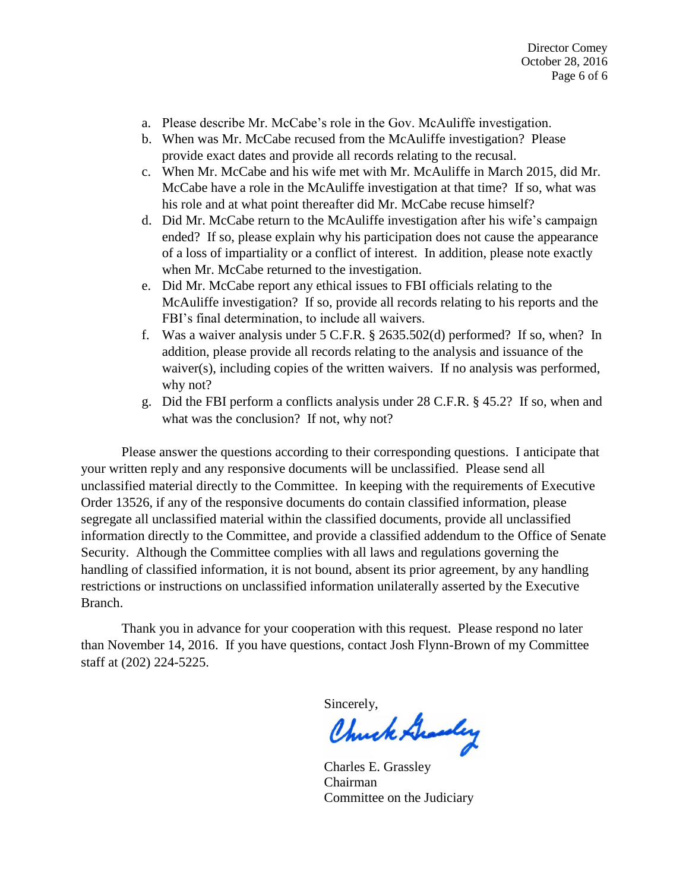a. Please describe Mr. McCabe's role in the Gov. McAuliffe investigation.
b. When was Mr. McCabe recused from the McAuliffe investigation? Please provide exact dates and provide all records relating to the recusal.
c. When Mr. McCabe and his wife met with Mr. McAuliffe in March 2015, did Mr. McCabe have a role in the McAuliffe investigation at that time? If so, what was his role and at what point thereafter did Mr. McCabe recuse himself?
d. Did Mr. McCabe return to the McAuliffe investigation after his wife's campaign ended? If so, please explain why his participation does not cause the appearance of a loss of impartiality or a conflict of interest. In addition, please note exactly when Mr. McCabe returned to the investigation.
e. Did Mr. McCabe report any ethical issues to FBI officials relating to the McAuliffe investigation? If so, provide all records relating to his reports and the FBI's final determination, to include all waivers.
f. Was a waiver analysis under 5 C.F.R. § 2635.502(d) performed? If so, when? In addition, please provide all records relating to the analysis and issuance of the waiver(s), including copies of the written waivers. If no analysis was performed, why not?
g. Did the FBI perform a conflicts analysis under 28 C.F.R. § 45.2? If so, when and what was the conclusion? If not, why not?

Please answer the questions according to their corresponding questions. I anticipate that your written reply and any responsive documents will be unclassified. Please send all unclassified material directly to the Committee. In keeping with the requirements of Executive Order 13526, if any of the responsive documents do contain classified information, please segregate all unclassified material within the classified documents, provide all unclassified information directly to the Committee, and provide a classified addendum to the Office of Senate Security. Although the Committee complies with all laws and regulations governing the handling of classified information, it is not bound, absent its prior agreement, by any handling restrictions or instructions on unclassified information unilaterally asserted by the Executive Branch.

Thank you in advance for your cooperation with this request. Please respond no later than November 14, 2016. If you have questions, contact Josh Flynn-Brown of my Committee staff at (202) 224-5225.

Sincerely,

Chuck Grassley

Charles E. Grassley
Chairman
Committee on the Judiciary